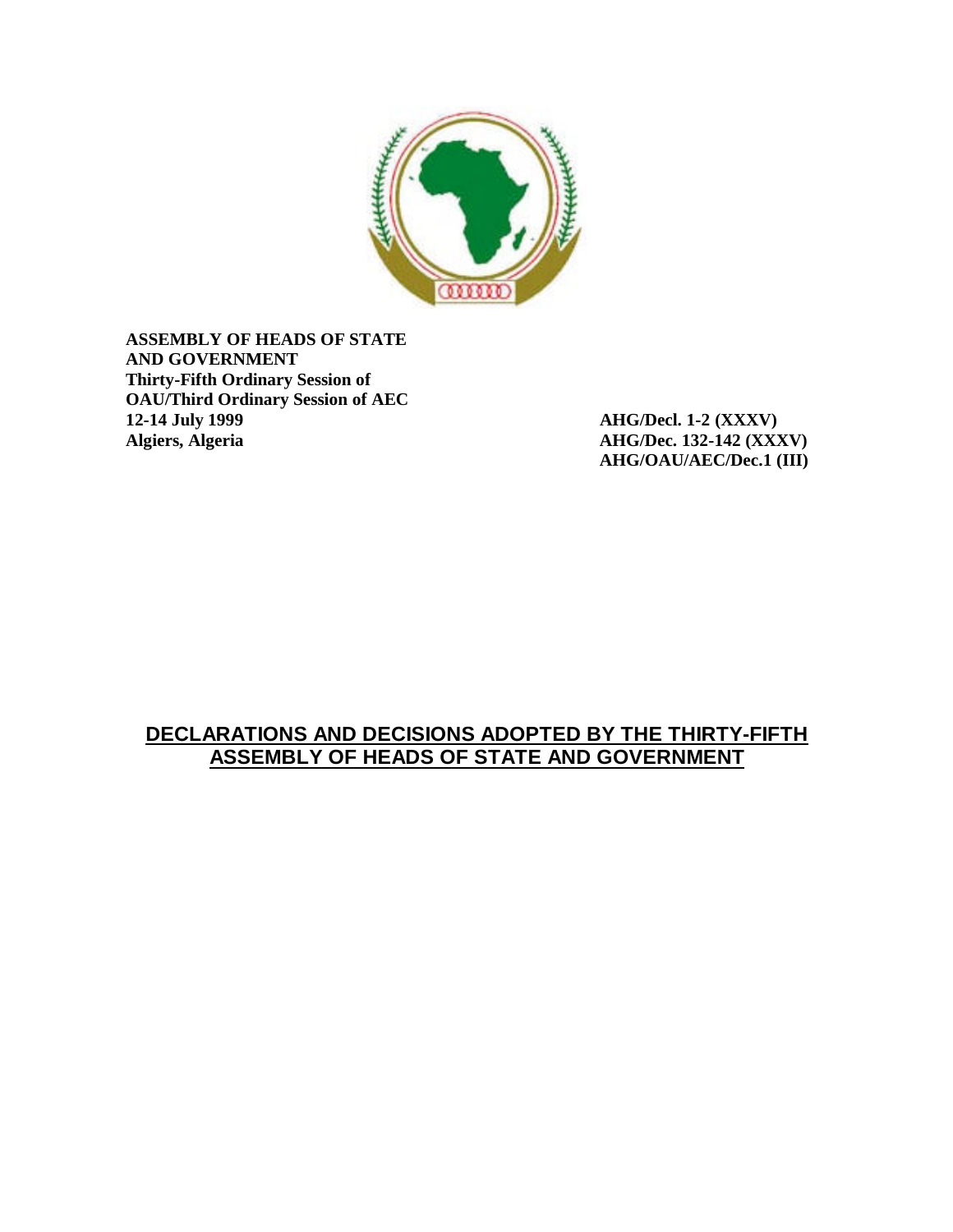**ASSEMBLY OF HEADS OF STATE AND GOVERNMENT**
**Thirty-Fifth Ordinary Session of OAU/Third Ordinary Session of AEC**
**12-14 July 1999**
**Algiers, Algeria**

**AHG/Decl. 1-2 (XXXV)**
**AHG/Dec. 132-142 (XXXV)**
**AHG/OAU/AEC/Dec.1 (III)**

# DECLARATIONS AND DECISIONS ADOPTED BY THE THIRTY-FIFTH ASSEMBLY OF HEADS OF STATE AND GOVERNMENT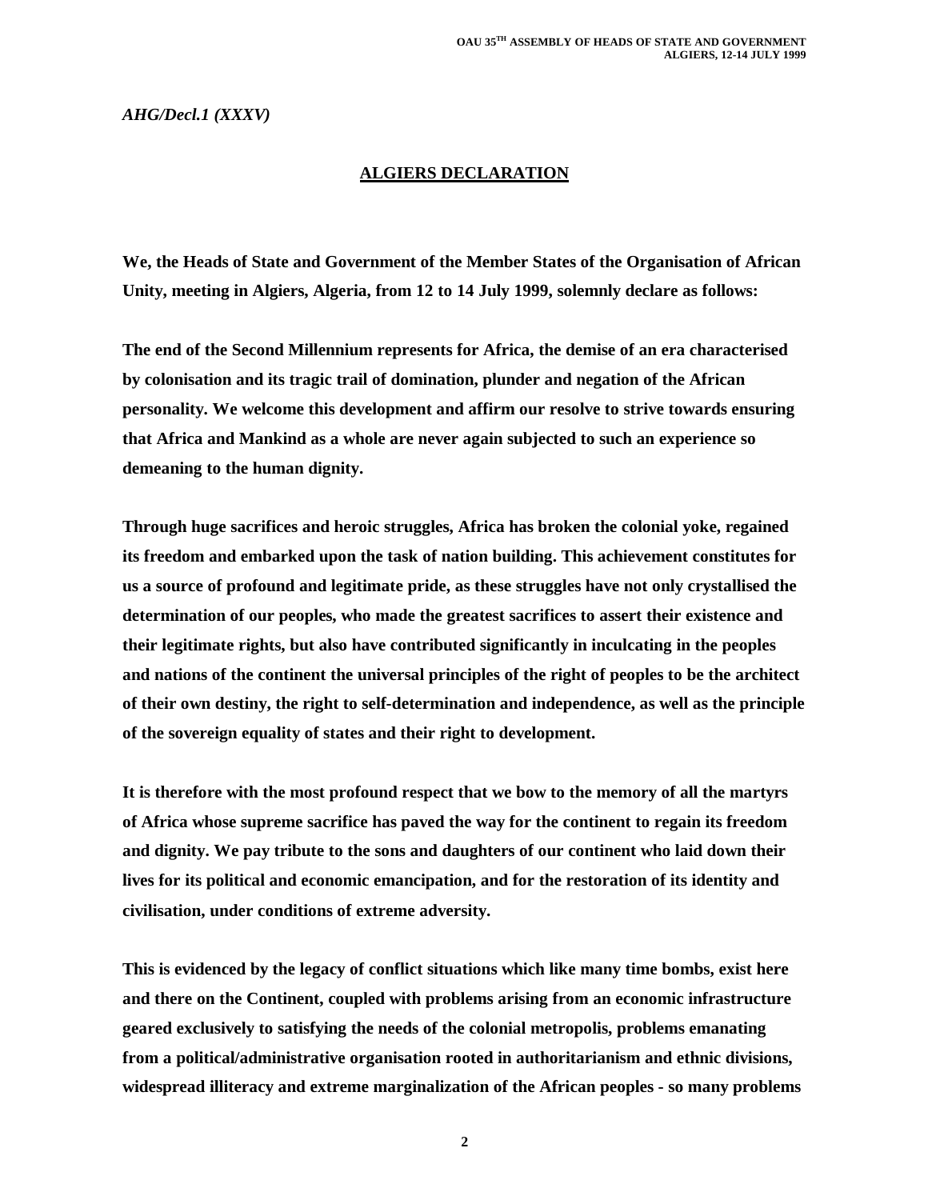*AHG/Decl.1 (XXXV)*

## ALGIERS DECLARATION

**We, the Heads of State and Government of the Member States of the Organisation of African Unity, meeting in Algiers, Algeria, from 12 to 14 July 1999, solemnly declare as follows:**

**The end of the Second Millennium represents for Africa, the demise of an era characterised by colonisation and its tragic trail of domination, plunder and negation of the African personality. We welcome this development and affirm our resolve to strive towards ensuring that Africa and Mankind as a whole are never again subjected to such an experience so demeaning to the human dignity.**

**Through huge sacrifices and heroic struggles, Africa has broken the colonial yoke, regained its freedom and embarked upon the task of nation building. This achievement constitutes for us a source of profound and legitimate pride, as these struggles have not only crystallised the determination of our peoples, who made the greatest sacrifices to assert their existence and their legitimate rights, but also have contributed significantly in inculcating in the peoples and nations of the continent the universal principles of the right of peoples to be the architect of their own destiny, the right to self-determination and independence, as well as the principle of the sovereign equality of states and their right to development.**

**It is therefore with the most profound respect that we bow to the memory of all the martyrs of Africa whose supreme sacrifice has paved the way for the continent to regain its freedom and dignity. We pay tribute to the sons and daughters of our continent who laid down their lives for its political and economic emancipation, and for the restoration of its identity and civilisation, under conditions of extreme adversity.**

**This is evidenced by the legacy of conflict situations which like many time bombs, exist here and there on the Continent, coupled with problems arising from an economic infrastructure geared exclusively to satisfying the needs of the colonial metropolis, problems emanating from a political/administrative organisation rooted in authoritarianism and ethnic divisions, widespread illiteracy and extreme marginalization of the African peoples - so many problems**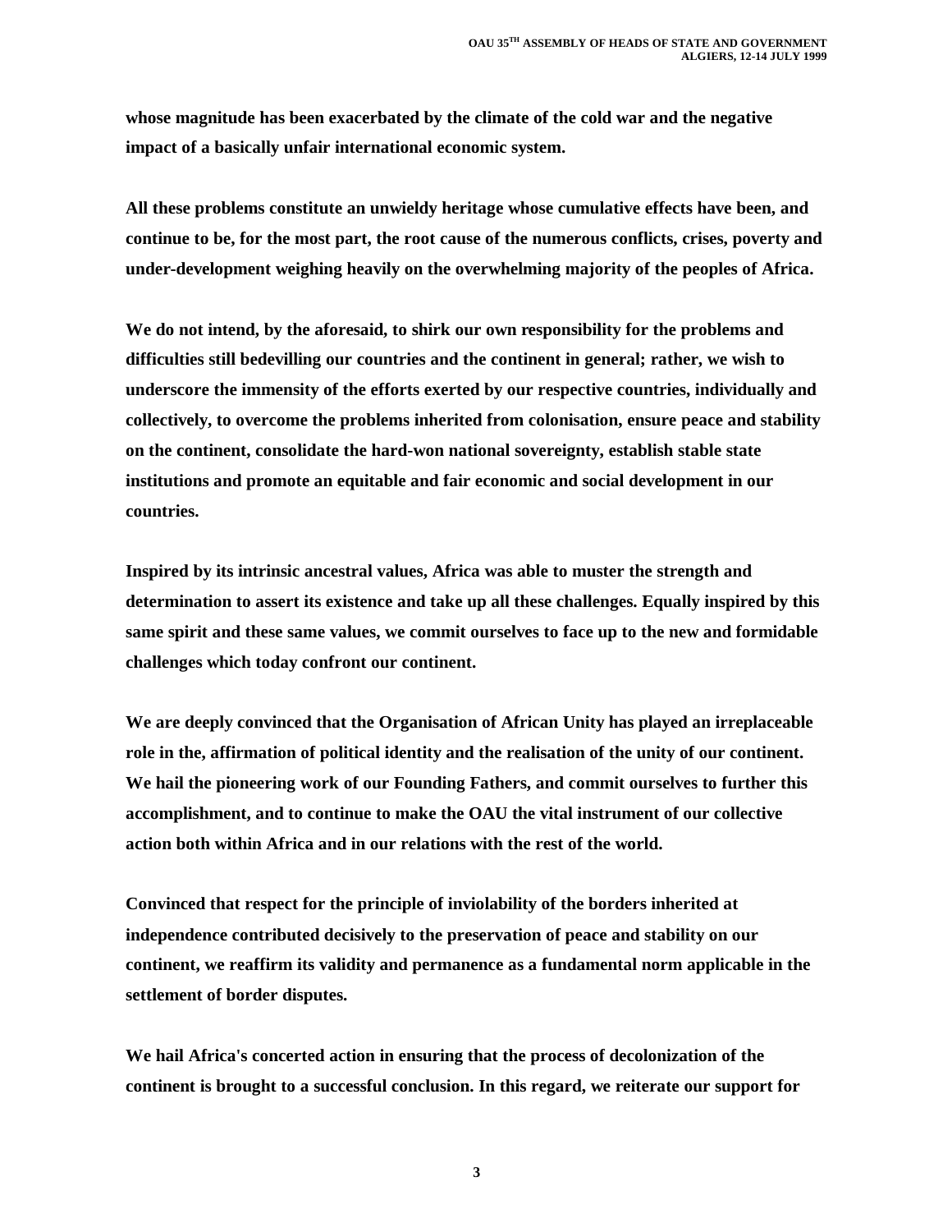**whose magnitude has been exacerbated by the climate of the cold war and the negative impact of a basically unfair international economic system.**

**All these problems constitute an unwieldy heritage whose cumulative effects have been, and continue to be, for the most part, the root cause of the numerous conflicts, crises, poverty and under-development weighing heavily on the overwhelming majority of the peoples of Africa.**

**We do not intend, by the aforesaid, to shirk our own responsibility for the problems and difficulties still bedevilling our countries and the continent in general; rather, we wish to underscore the immensity of the efforts exerted by our respective countries, individually and collectively, to overcome the problems inherited from colonisation, ensure peace and stability on the continent, consolidate the hard-won national sovereignty, establish stable state institutions and promote an equitable and fair economic and social development in our countries.**

**Inspired by its intrinsic ancestral values, Africa was able to muster the strength and determination to assert its existence and take up all these challenges. Equally inspired by this same spirit and these same values, we commit ourselves to face up to the new and formidable challenges which today confront our continent.**

**We are deeply convinced that the Organisation of African Unity has played an irreplaceable role in the, affirmation of political identity and the realisation of the unity of our continent. We hail the pioneering work of our Founding Fathers, and commit ourselves to further this accomplishment, and to continue to make the OAU the vital instrument of our collective action both within Africa and in our relations with the rest of the world.**

**Convinced that respect for the principle of inviolability of the borders inherited at independence contributed decisively to the preservation of peace and stability on our continent, we reaffirm its validity and permanence as a fundamental norm applicable in the settlement of border disputes.**

**We hail Africa's concerted action in ensuring that the process of decolonization of the continent is brought to a successful conclusion. In this regard, we reiterate our support for**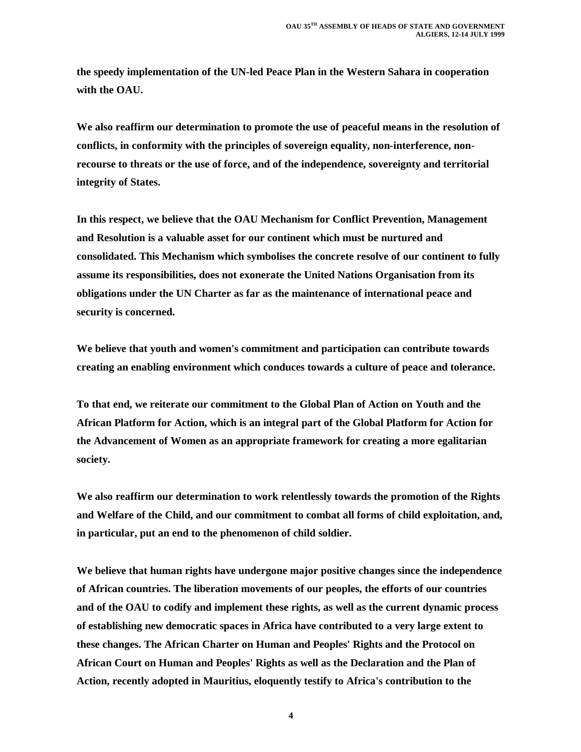**the speedy implementation of the UN-led Peace Plan in the Western Sahara in cooperation with the OAU.**

**We also reaffirm our determination to promote the use of peaceful means in the resolution of conflicts, in conformity with the principles of sovereign equality, non-interference, non-recourse to threats or the use of force, and of the independence, sovereignty and territorial integrity of States.**

**In this respect, we believe that the OAU Mechanism for Conflict Prevention, Management and Resolution is a valuable asset for our continent which must be nurtured and consolidated. This Mechanism which symbolises the concrete resolve of our continent to fully assume its responsibilities, does not exonerate the United Nations Organisation from its obligations under the UN Charter as far as the maintenance of international peace and security is concerned.**

**We believe that youth and women's commitment and participation can contribute towards creating an enabling environment which conduces towards a culture of peace and tolerance.**

**To that end, we reiterate our commitment to the Global Plan of Action on Youth and the African Platform for Action, which is an integral part of the Global Platform for Action for the Advancement of Women as an appropriate framework for creating a more egalitarian society.**

**We also reaffirm our determination to work relentlessly towards the promotion of the Rights and Welfare of the Child, and our commitment to combat all forms of child exploitation, and, in particular, put an end to the phenomenon of child soldier.**

**We believe that human rights have undergone major positive changes since the independence of African countries. The liberation movements of our peoples, the efforts of our countries and of the OAU to codify and implement these rights, as well as the current dynamic process of establishing new democratic spaces in Africa have contributed to a very large extent to these changes. The African Charter on Human and Peoples' Rights and the Protocol on African Court on Human and Peoples' Rights as well as the Declaration and the Plan of Action, recently adopted in Mauritius, eloquently testify to Africa's contribution to the**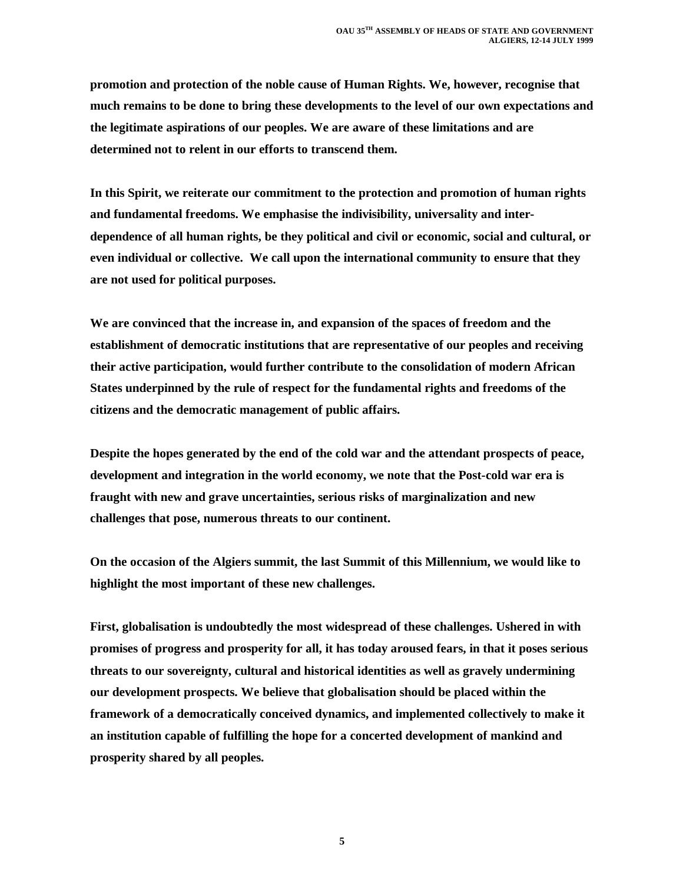**promotion and protection of the noble cause of Human Rights. We, however, recognise that much remains to be done to bring these developments to the level of our own expectations and the legitimate aspirations of our peoples. We are aware of these limitations and are determined not to relent in our efforts to transcend them.**

**In this Spirit, we reiterate our commitment to the protection and promotion of human rights and fundamental freedoms. We emphasise the indivisibility, universality and inter-dependence of all human rights, be they political and civil or economic, social and cultural, or even individual or collective. We call upon the international community to ensure that they are not used for political purposes.**

**We are convinced that the increase in, and expansion of the spaces of freedom and the establishment of democratic institutions that are representative of our peoples and receiving their active participation, would further contribute to the consolidation of modern African States underpinned by the rule of respect for the fundamental rights and freedoms of the citizens and the democratic management of public affairs.**

**Despite the hopes generated by the end of the cold war and the attendant prospects of peace, development and integration in the world economy, we note that the Post-cold war era is fraught with new and grave uncertainties, serious risks of marginalization and new challenges that pose, numerous threats to our continent.**

**On the occasion of the Algiers summit, the last Summit of this Millennium, we would like to highlight the most important of these new challenges.**

**First, globalisation is undoubtedly the most widespread of these challenges. Ushered in with promises of progress and prosperity for all, it has today aroused fears, in that it poses serious threats to our sovereignty, cultural and historical identities as well as gravely undermining our development prospects. We believe that globalisation should be placed within the framework of a democratically conceived dynamics, and implemented collectively to make it an institution capable of fulfilling the hope for a concerted development of mankind and prosperity shared by all peoples.**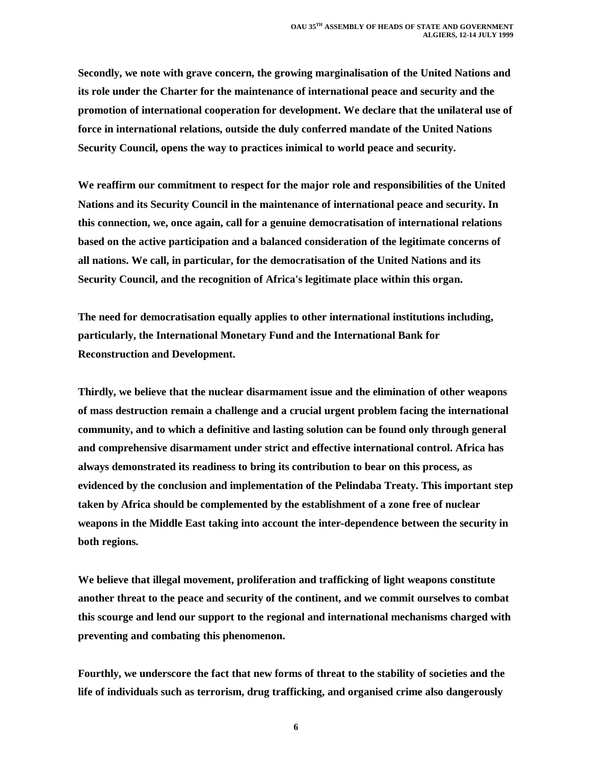**Secondly, we note with grave concern, the growing marginalisation of the United Nations and its role under the Charter for the maintenance of international peace and security and the promotion of international cooperation for development. We declare that the unilateral use of force in international relations, outside the duly conferred mandate of the United Nations Security Council, opens the way to practices inimical to world peace and security.**

**We reaffirm our commitment to respect for the major role and responsibilities of the United Nations and its Security Council in the maintenance of international peace and security. In this connection, we, once again, call for a genuine democratisation of international relations based on the active participation and a balanced consideration of the legitimate concerns of all nations. We call, in particular, for the democratisation of the United Nations and its Security Council, and the recognition of Africa's legitimate place within this organ.**

**The need for democratisation equally applies to other international institutions including, particularly, the International Monetary Fund and the International Bank for Reconstruction and Development.**

**Thirdly, we believe that the nuclear disarmament issue and the elimination of other weapons of mass destruction remain a challenge and a crucial urgent problem facing the international community, and to which a definitive and lasting solution can be found only through general and comprehensive disarmament under strict and effective international control. Africa has always demonstrated its readiness to bring its contribution to bear on this process, as evidenced by the conclusion and implementation of the Pelindaba Treaty. This important step taken by Africa should be complemented by the establishment of a zone free of nuclear weapons in the Middle East taking into account the inter-dependence between the security in both regions.**

**We believe that illegal movement, proliferation and trafficking of light weapons constitute another threat to the peace and security of the continent, and we commit ourselves to combat this scourge and lend our support to the regional and international mechanisms charged with preventing and combating this phenomenon.**

**Fourthly, we underscore the fact that new forms of threat to the stability of societies and the life of individuals such as terrorism, drug trafficking, and organised crime also dangerously**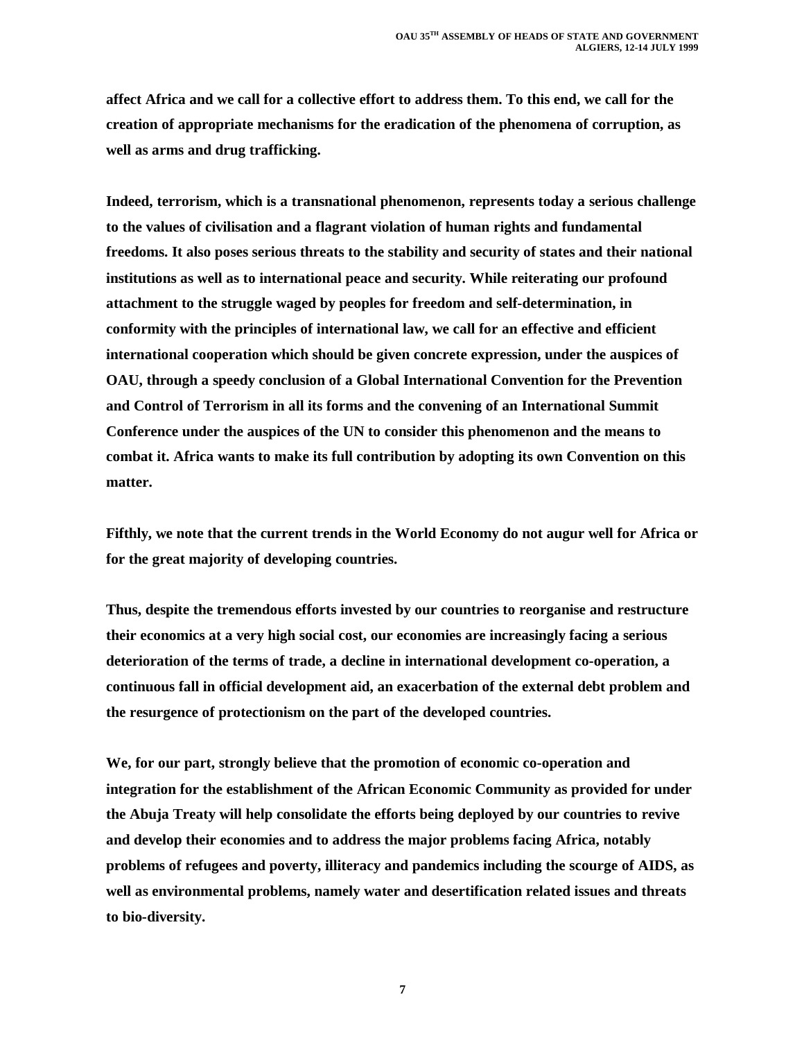**affect Africa and we call for a collective effort to address them. To this end, we call for the creation of appropriate mechanisms for the eradication of the phenomena of corruption, as well as arms and drug trafficking.**

**Indeed, terrorism, which is a transnational phenomenon, represents today a serious challenge to the values of civilisation and a flagrant violation of human rights and fundamental freedoms. It also poses serious threats to the stability and security of states and their national institutions as well as to international peace and security. While reiterating our profound attachment to the struggle waged by peoples for freedom and self-determination, in conformity with the principles of international law, we call for an effective and efficient international cooperation which should be given concrete expression, under the auspices of OAU, through a speedy conclusion of a Global International Convention for the Prevention and Control of Terrorism in all its forms and the convening of an International Summit Conference under the auspices of the UN to consider this phenomenon and the means to combat it. Africa wants to make its full contribution by adopting its own Convention on this matter.**

**Fifthly, we note that the current trends in the World Economy do not augur well for Africa or for the great majority of developing countries.**

**Thus, despite the tremendous efforts invested by our countries to reorganise and restructure their economics at a very high social cost, our economies are increasingly facing a serious deterioration of the terms of trade, a decline in international development co-operation, a continuous fall in official development aid, an exacerbation of the external debt problem and the resurgence of protectionism on the part of the developed countries.**

**We, for our part, strongly believe that the promotion of economic co-operation and integration for the establishment of the African Economic Community as provided for under the Abuja Treaty will help consolidate the efforts being deployed by our countries to revive and develop their economies and to address the major problems facing Africa, notably problems of refugees and poverty, illiteracy and pandemics including the scourge of AIDS, as well as environmental problems, namely water and desertification related issues and threats to bio-diversity.**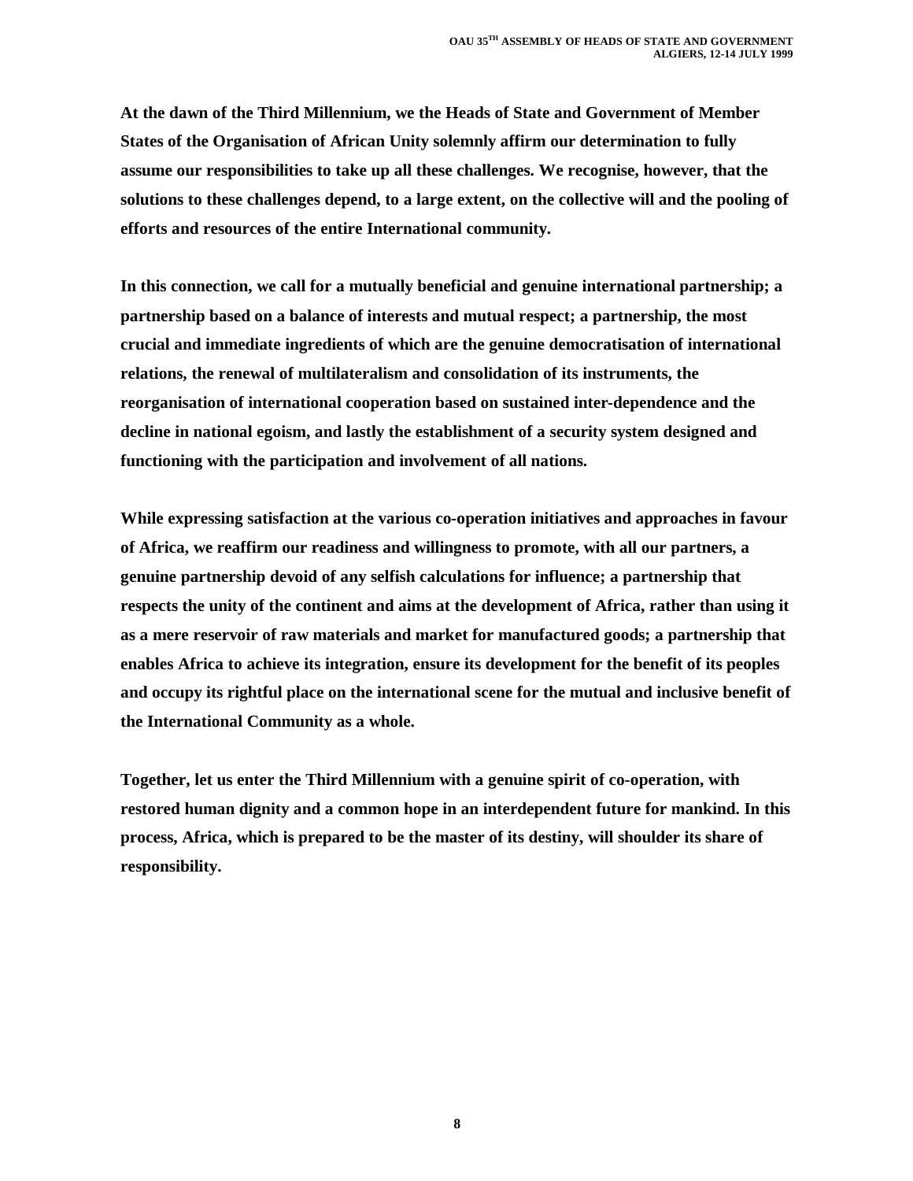**At the dawn of the Third Millennium, we the Heads of State and Government of Member States of the Organisation of African Unity solemnly affirm our determination to fully assume our responsibilities to take up all these challenges. We recognise, however, that the solutions to these challenges depend, to a large extent, on the collective will and the pooling of efforts and resources of the entire International community.**

**In this connection, we call for a mutually beneficial and genuine international partnership; a partnership based on a balance of interests and mutual respect; a partnership, the most crucial and immediate ingredients of which are the genuine democratisation of international relations, the renewal of multilateralism and consolidation of its instruments, the reorganisation of international cooperation based on sustained inter-dependence and the decline in national egoism, and lastly the establishment of a security system designed and functioning with the participation and involvement of all nations.**

**While expressing satisfaction at the various co-operation initiatives and approaches in favour of Africa, we reaffirm our readiness and willingness to promote, with all our partners, a genuine partnership devoid of any selfish calculations for influence; a partnership that respects the unity of the continent and aims at the development of Africa, rather than using it as a mere reservoir of raw materials and market for manufactured goods; a partnership that enables Africa to achieve its integration, ensure its development for the benefit of its peoples and occupy its rightful place on the international scene for the mutual and inclusive benefit of the International Community as a whole.**

**Together, let us enter the Third Millennium with a genuine spirit of co-operation, with restored human dignity and a common hope in an interdependent future for mankind. In this process, Africa, which is prepared to be the master of its destiny, will shoulder its share of responsibility.**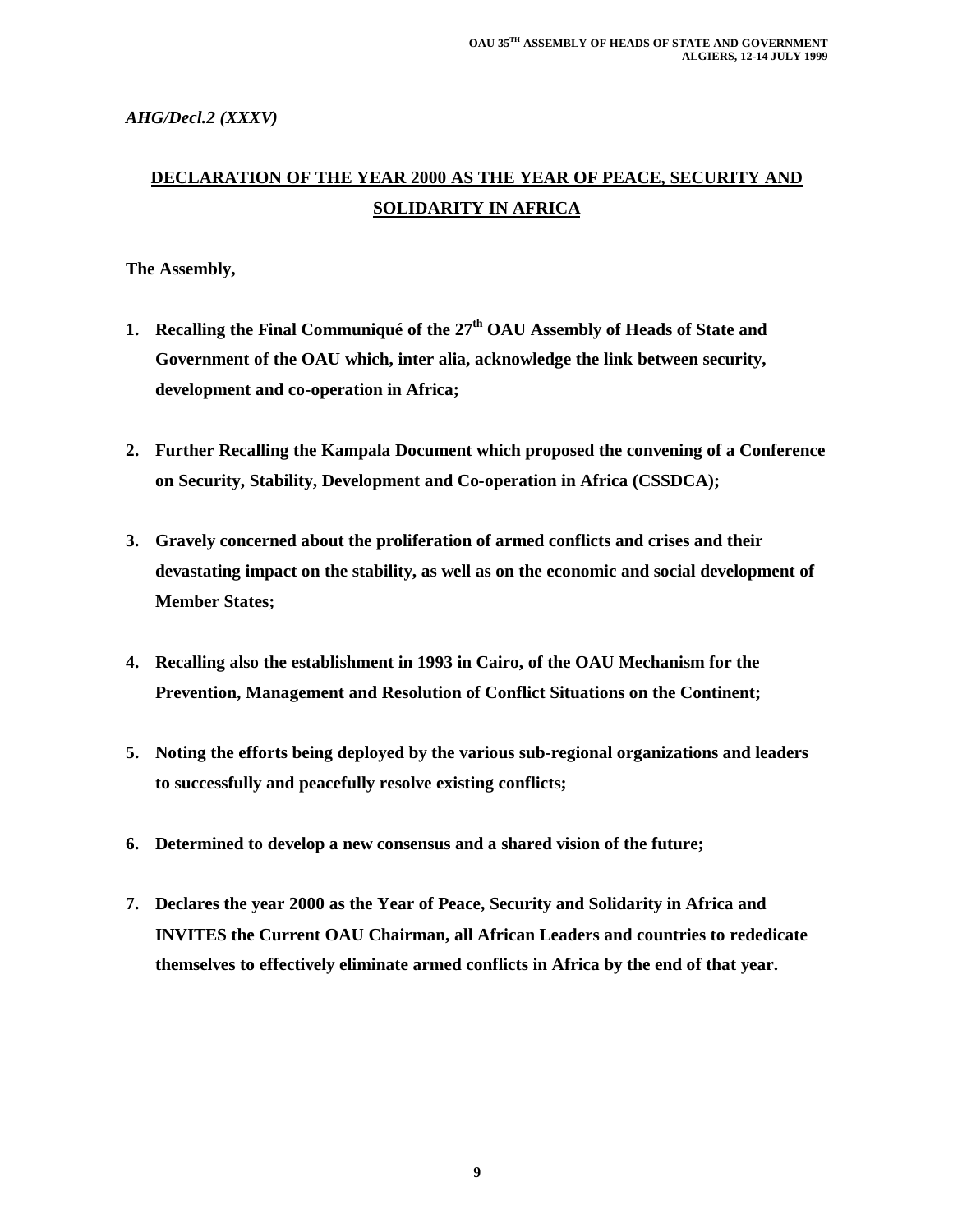*AHG/Decl.2 (XXXV)*

## DECLARATION OF THE YEAR 2000 AS THE YEAR OF PEACE, SECURITY AND SOLIDARITY IN AFRICA

**The Assembly,**

1. **Recalling the Final Communiqué of the 27th OAU Assembly of Heads of State and Government of the OAU which, inter alia, acknowledge the link between security, development and co-operation in Africa;**

2. **Further Recalling the Kampala Document which proposed the convening of a Conference on Security, Stability, Development and Co-operation in Africa (CSSDCA);**

3. **Gravely concerned about the proliferation of armed conflicts and crises and their devastating impact on the stability, as well as on the economic and social development of Member States;**

4. **Recalling also the establishment in 1993 in Cairo, of the OAU Mechanism for the Prevention, Management and Resolution of Conflict Situations on the Continent;**

5. **Noting the efforts being deployed by the various sub-regional organizations and leaders to successfully and peacefully resolve existing conflicts;**

6. **Determined to develop a new consensus and a shared vision of the future;**

7. **Declares the year 2000 as the Year of Peace, Security and Solidarity in Africa and INVITES the Current OAU Chairman, all African Leaders and countries to rededicate themselves to effectively eliminate armed conflicts in Africa by the end of that year.**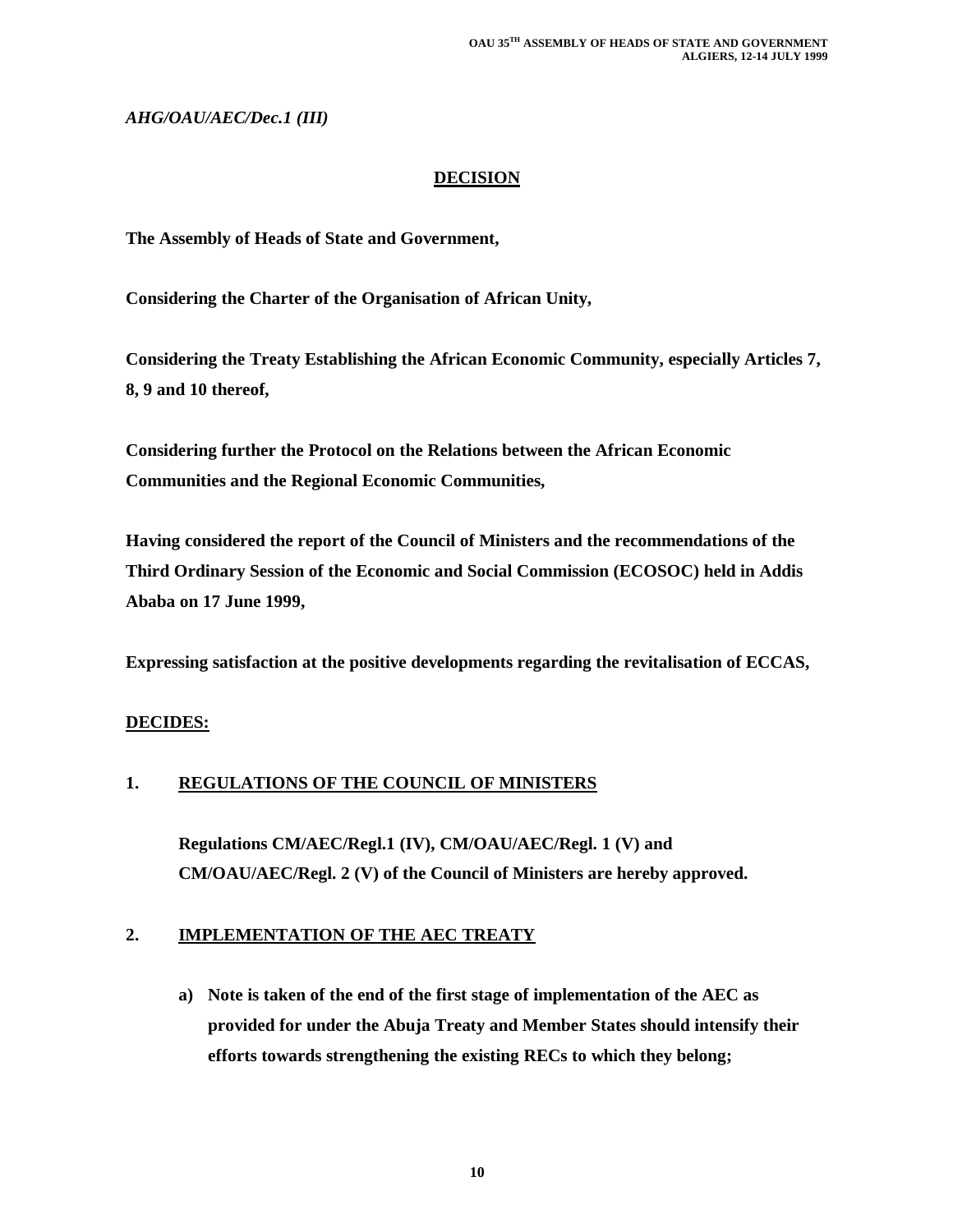*AHG/OAU/AEC/Dec.1 (III)*

## DECISION

**The Assembly of Heads of State and Government,**

**Considering the Charter of the Organisation of African Unity,**

**Considering the Treaty Establishing the African Economic Community, especially Articles 7, 8, 9 and 10 thereof,**

**Considering further the Protocol on the Relations between the African Economic Communities and the Regional Economic Communities,**

**Having considered the report of the Council of Ministers and the recommendations of the Third Ordinary Session of the Economic and Social Commission (ECOSOC) held in Addis Ababa on 17 June 1999,**

**Expressing satisfaction at the positive developments regarding the revitalisation of ECCAS,**

**DECIDES:**

**1. REGULATIONS OF THE COUNCIL OF MINISTERS**

**Regulations CM/AEC/Regl.1 (IV), CM/OAU/AEC/Regl. 1 (V) and CM/OAU/AEC/Regl. 2 (V) of the Council of Ministers are hereby approved.**

**2. IMPLEMENTATION OF THE AEC TREATY**

**a) Note is taken of the end of the first stage of implementation of the AEC as provided for under the Abuja Treaty and Member States should intensify their efforts towards strengthening the existing RECs to which they belong;**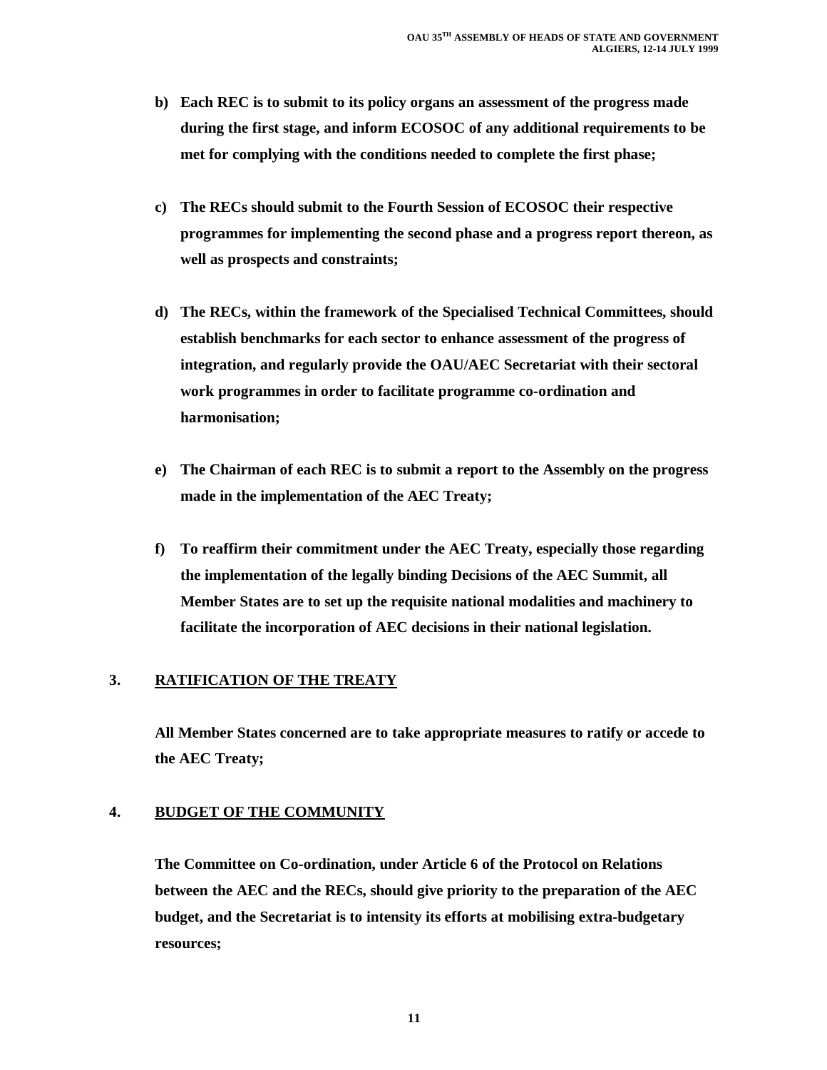**b) Each REC is to submit to its policy organs an assessment of the progress made during the first stage, and inform ECOSOC of any additional requirements to be met for complying with the conditions needed to complete the first phase;**

**c) The RECs should submit to the Fourth Session of ECOSOC their respective programmes for implementing the second phase and a progress report thereon, as well as prospects and constraints;**

**d) The RECs, within the framework of the Specialised Technical Committees, should establish benchmarks for each sector to enhance assessment of the progress of integration, and regularly provide the OAU/AEC Secretariat with their sectoral work programmes in order to facilitate programme co-ordination and harmonisation;**

**e) The Chairman of each REC is to submit a report to the Assembly on the progress made in the implementation of the AEC Treaty;**

**f) To reaffirm their commitment under the AEC Treaty, especially those regarding the implementation of the legally binding Decisions of the AEC Summit, all Member States are to set up the requisite national modalities and machinery to facilitate the incorporation of AEC decisions in their national legislation.**

## 3. RATIFICATION OF THE TREATY

**All Member States concerned are to take appropriate measures to ratify or accede to the AEC Treaty;**

## 4. BUDGET OF THE COMMUNITY

**The Committee on Co-ordination, under Article 6 of the Protocol on Relations between the AEC and the RECs, should give priority to the preparation of the AEC budget, and the Secretariat is to intensity its efforts at mobilising extra-budgetary resources;**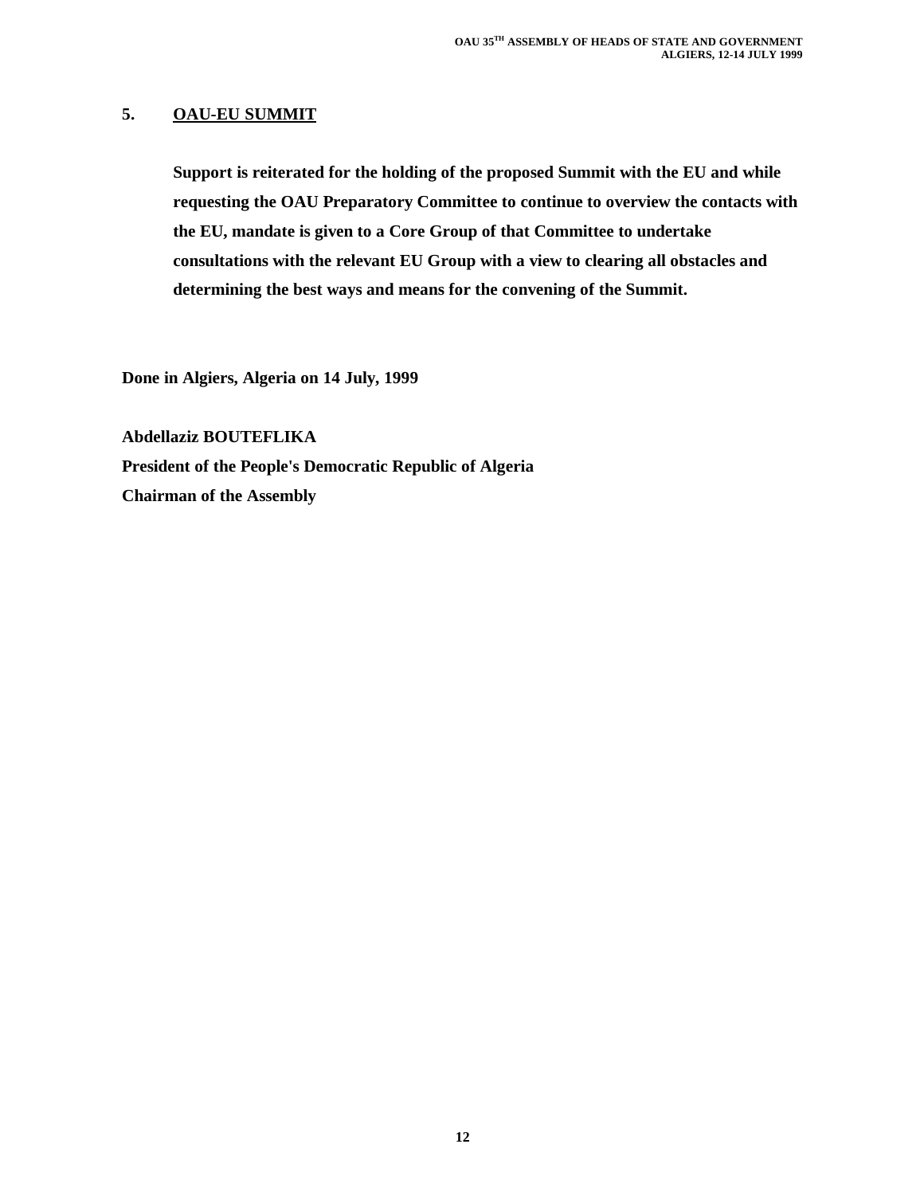## 5. OAU-EU SUMMIT

**Support is reiterated for the holding of the proposed Summit with the EU and while requesting the OAU Preparatory Committee to continue to overview the contacts with the EU, mandate is given to a Core Group of that Committee to undertake consultations with the relevant EU Group with a view to clearing all obstacles and determining the best ways and means for the convening of the Summit.**

**Done in Algiers, Algeria on 14 July, 1999**

**Abdellaziz BOUTEFLIKA**
**President of the People's Democratic Republic of Algeria**
**Chairman of the Assembly**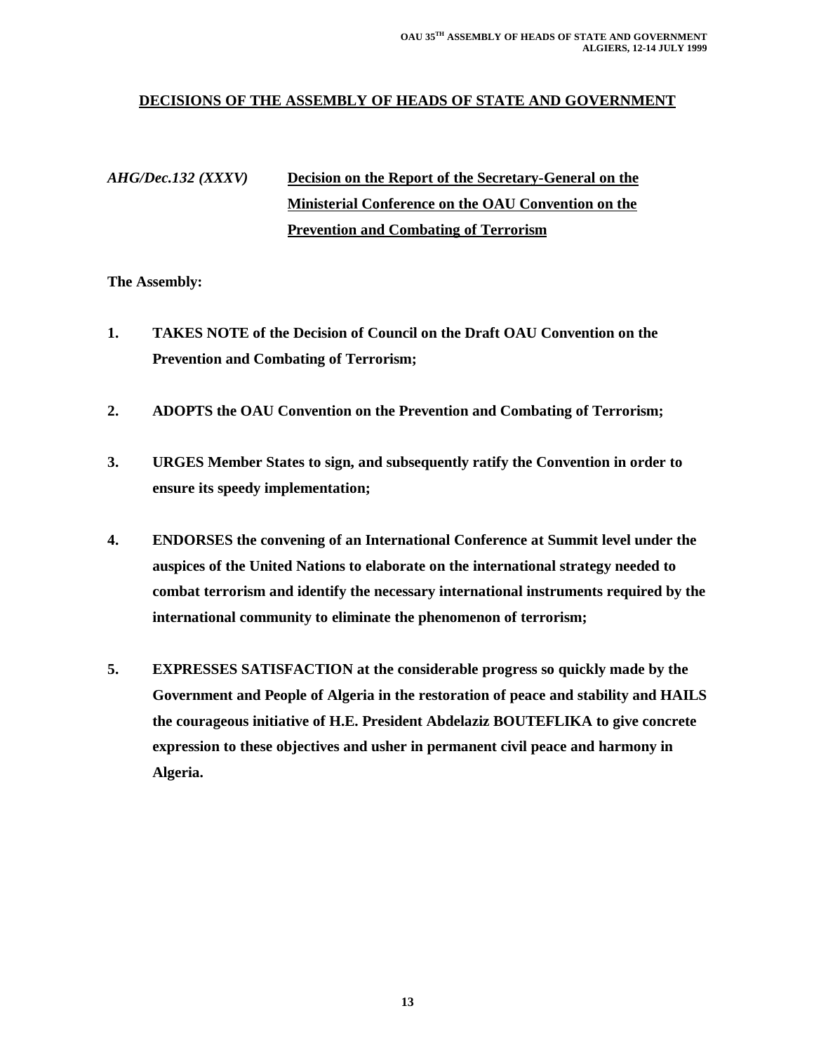## DECISIONS OF THE ASSEMBLY OF HEADS OF STATE AND GOVERNMENT

*AHG/Dec.132 (XXXV)* **Decision on the Report of the Secretary-General on the Ministerial Conference on the OAU Convention on the Prevention and Combating of Terrorism**

**The Assembly:**

1. **TAKES NOTE of the Decision of Council on the Draft OAU Convention on the Prevention and Combating of Terrorism;**

2. **ADOPTS the OAU Convention on the Prevention and Combating of Terrorism;**

3. **URGES Member States to sign, and subsequently ratify the Convention in order to ensure its speedy implementation;**

4. **ENDORSES the convening of an International Conference at Summit level under the auspices of the United Nations to elaborate on the international strategy needed to combat terrorism and identify the necessary international instruments required by the international community to eliminate the phenomenon of terrorism;**

5. **EXPRESSES SATISFACTION at the considerable progress so quickly made by the Government and People of Algeria in the restoration of peace and stability and HAILS the courageous initiative of H.E. President Abdelaziz BOUTEFLIKA to give concrete expression to these objectives and usher in permanent civil peace and harmony in Algeria.**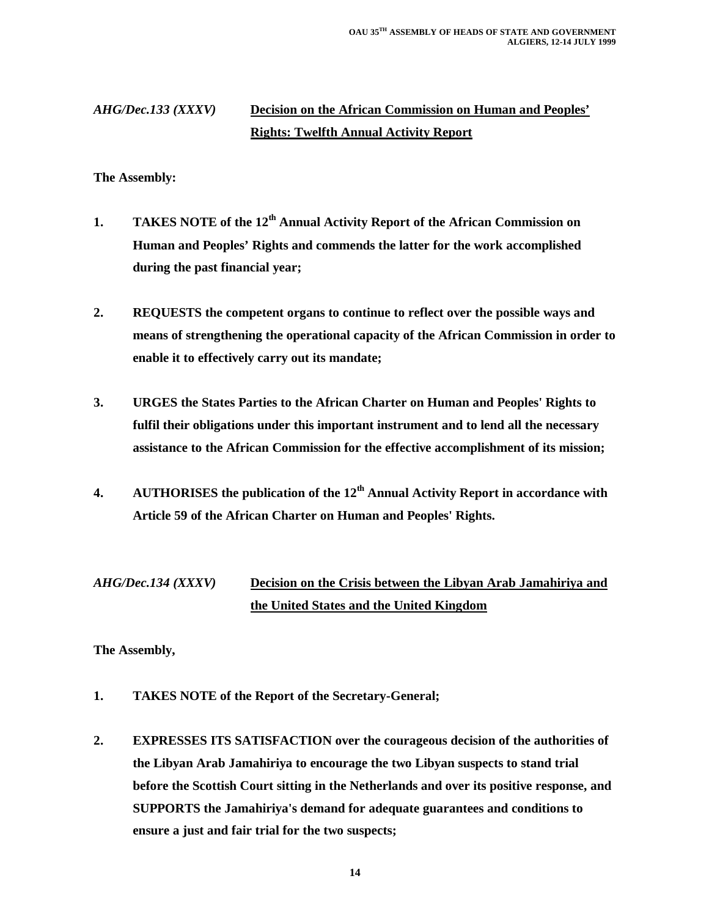*AHG/Dec.133 (XXXV)* **Decision on the African Commission on Human and Peoples' Rights: Twelfth Annual Activity Report**

**The Assembly:**

1. **TAKES NOTE of the 12th Annual Activity Report of the African Commission on Human and Peoples' Rights and commends the latter for the work accomplished during the past financial year;**

2. **REQUESTS the competent organs to continue to reflect over the possible ways and means of strengthening the operational capacity of the African Commission in order to enable it to effectively carry out its mandate;**

3. **URGES the States Parties to the African Charter on Human and Peoples' Rights to fulfil their obligations under this important instrument and to lend all the necessary assistance to the African Commission for the effective accomplishment of its mission;**

4. **AUTHORISES the publication of the 12th Annual Activity Report in accordance with Article 59 of the African Charter on Human and Peoples' Rights.**

*AHG/Dec.134 (XXXV)* **Decision on the Crisis between the Libyan Arab Jamahiriya and the United States and the United Kingdom**

**The Assembly,**

1. **TAKES NOTE of the Report of the Secretary-General;**

2. **EXPRESSES ITS SATISFACTION over the courageous decision of the authorities of the Libyan Arab Jamahiriya to encourage the two Libyan suspects to stand trial before the Scottish Court sitting in the Netherlands and over its positive response, and SUPPORTS the Jamahiriya's demand for adequate guarantees and conditions to ensure a just and fair trial for the two suspects;**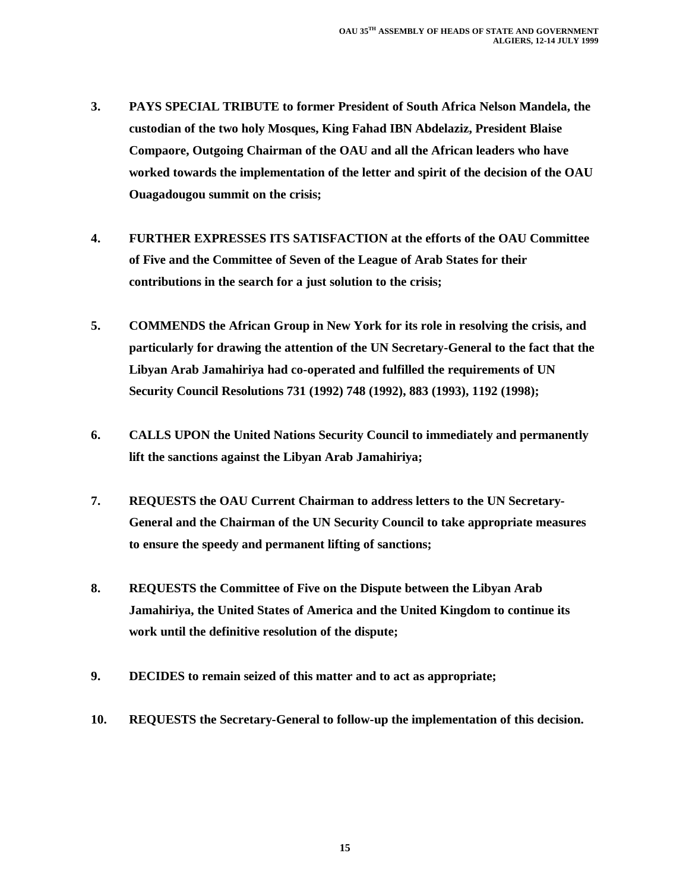3. **PAYS SPECIAL TRIBUTE to former President of South Africa Nelson Mandela, the custodian of the two holy Mosques, King Fahad IBN Abdelaziz, President Blaise Compaore, Outgoing Chairman of the OAU and all the African leaders who have worked towards the implementation of the letter and spirit of the decision of the OAU Ouagadougou summit on the crisis;**

4. **FURTHER EXPRESSES ITS SATISFACTION at the efforts of the OAU Committee of Five and the Committee of Seven of the League of Arab States for their contributions in the search for a just solution to the crisis;**

5. **COMMENDS the African Group in New York for its role in resolving the crisis, and particularly for drawing the attention of the UN Secretary-General to the fact that the Libyan Arab Jamahiriya had co-operated and fulfilled the requirements of UN Security Council Resolutions 731 (1992) 748 (1992), 883 (1993), 1192 (1998);**

6. **CALLS UPON the United Nations Security Council to immediately and permanently lift the sanctions against the Libyan Arab Jamahiriya;**

7. **REQUESTS the OAU Current Chairman to address letters to the UN Secretary-General and the Chairman of the UN Security Council to take appropriate measures to ensure the speedy and permanent lifting of sanctions;**

8. **REQUESTS the Committee of Five on the Dispute between the Libyan Arab Jamahiriya, the United States of America and the United Kingdom to continue its work until the definitive resolution of the dispute;**

9. **DECIDES to remain seized of this matter and to act as appropriate;**

10. **REQUESTS the Secretary-General to follow-up the implementation of this decision.**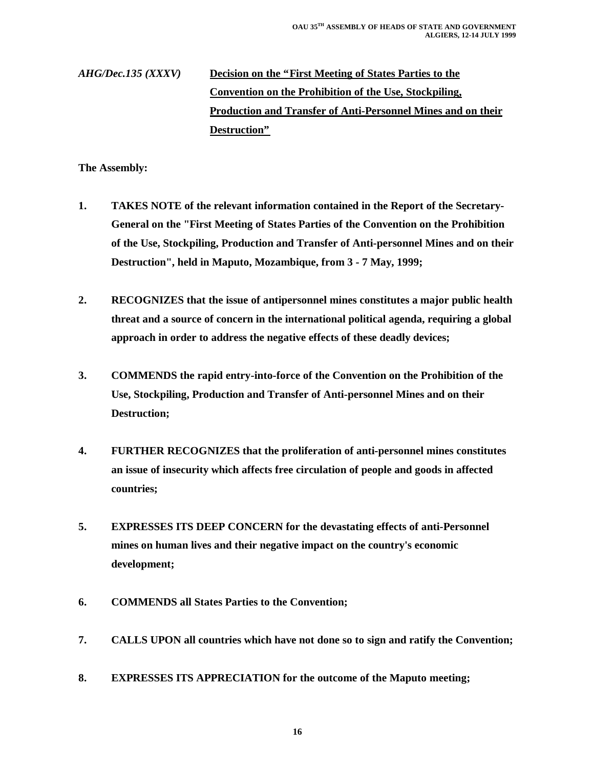*AHG/Dec.135 (XXXV)* **Decision on the "First Meeting of States Parties to the Convention on the Prohibition of the Use, Stockpiling, Production and Transfer of Anti-Personnel Mines and on their Destruction"**

**The Assembly:**

1. **TAKES NOTE of the relevant information contained in the Report of the Secretary-General on the "First Meeting of States Parties of the Convention on the Prohibition of the Use, Stockpiling, Production and Transfer of Anti-personnel Mines and on their Destruction", held in Maputo, Mozambique, from 3 - 7 May, 1999;**

2. **RECOGNIZES that the issue of antipersonnel mines constitutes a major public health threat and a source of concern in the international political agenda, requiring a global approach in order to address the negative effects of these deadly devices;**

3. **COMMENDS the rapid entry-into-force of the Convention on the Prohibition of the Use, Stockpiling, Production and Transfer of Anti-personnel Mines and on their Destruction;**

4. **FURTHER RECOGNIZES that the proliferation of anti-personnel mines constitutes an issue of insecurity which affects free circulation of people and goods in affected countries;**

5. **EXPRESSES ITS DEEP CONCERN for the devastating effects of anti-Personnel mines on human lives and their negative impact on the country's economic development;**

6. **COMMENDS all States Parties to the Convention;**

7. **CALLS UPON all countries which have not done so to sign and ratify the Convention;**

8. **EXPRESSES ITS APPRECIATION for the outcome of the Maputo meeting;**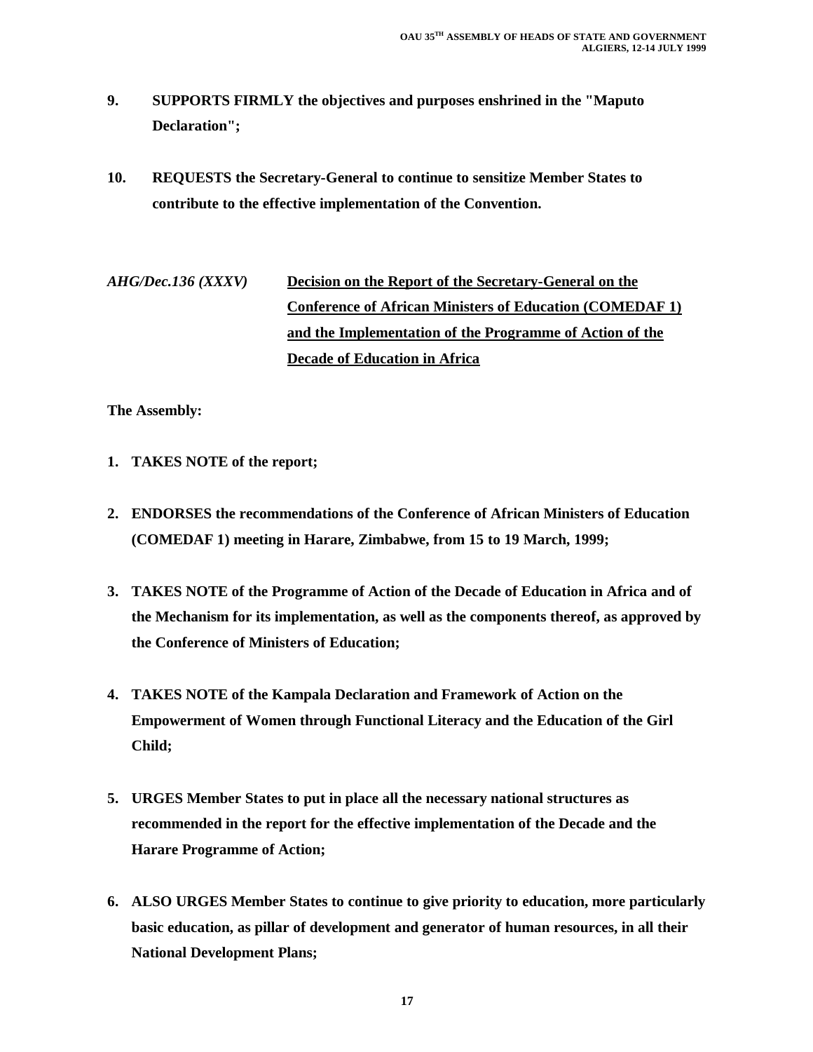9. **SUPPORTS FIRMLY the objectives and purposes enshrined in the "Maputo Declaration";**

10. **REQUESTS the Secretary-General to continue to sensitize Member States to contribute to the effective implementation of the Convention.**

***AHG/Dec.136 (XXXV)*** **Decision on the Report of the Secretary-General on the Conference of African Ministers of Education (COMEDAF 1) and the Implementation of the Programme of Action of the Decade of Education in Africa**

**The Assembly:**

1. **TAKES NOTE of the report;**

2. **ENDORSES the recommendations of the Conference of African Ministers of Education (COMEDAF 1) meeting in Harare, Zimbabwe, from 15 to 19 March, 1999;**

3. **TAKES NOTE of the Programme of Action of the Decade of Education in Africa and of the Mechanism for its implementation, as well as the components thereof, as approved by the Conference of Ministers of Education;**

4. **TAKES NOTE of the Kampala Declaration and Framework of Action on the Empowerment of Women through Functional Literacy and the Education of the Girl Child;**

5. **URGES Member States to put in place all the necessary national structures as recommended in the report for the effective implementation of the Decade and the Harare Programme of Action;**

6. **ALSO URGES Member States to continue to give priority to education, more particularly basic education, as pillar of development and generator of human resources, in all their National Development Plans;**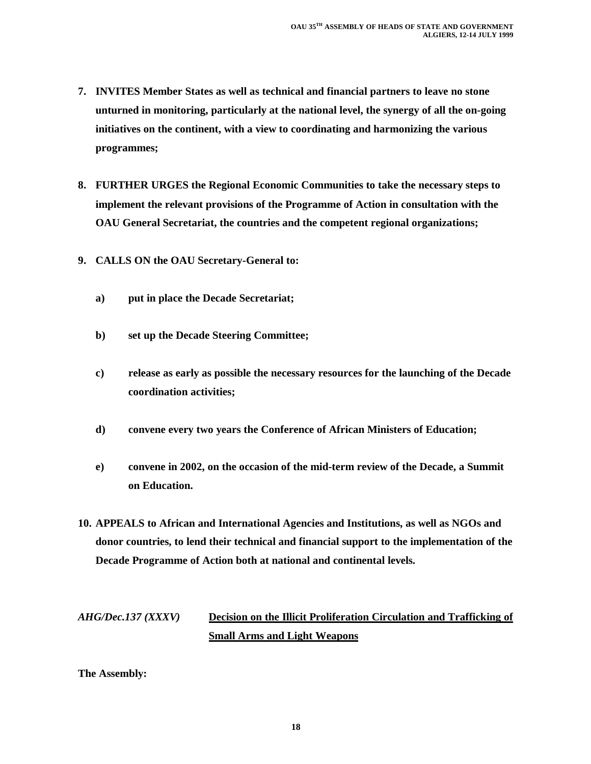7. **INVITES Member States as well as technical and financial partners to leave no stone unturned in monitoring, particularly at the national level, the synergy of all the on-going initiatives on the continent, with a view to coordinating and harmonizing the various programmes;**

8. **FURTHER URGES the Regional Economic Communities to take the necessary steps to implement the relevant provisions of the Programme of Action in consultation with the OAU General Secretariat, the countries and the competent regional organizations;**

9. **CALLS ON the OAU Secretary-General to:**

   a) **put in place the Decade Secretariat;**

   b) **set up the Decade Steering Committee;**

   c) **release as early as possible the necessary resources for the launching of the Decade coordination activities;**

   d) **convene every two years the Conference of African Ministers of Education;**

   e) **convene in 2002, on the occasion of the mid-term review of the Decade, a Summit on Education.**

10. **APPEALS to African and International Agencies and Institutions, as well as NGOs and donor countries, to lend their technical and financial support to the implementation of the Decade Programme of Action both at national and continental levels.**

***AHG/Dec.137 (XXXV)*** **<u>Decision on the Illicit Proliferation Circulation and Trafficking of Small Arms and Light Weapons</u>**

**The Assembly:**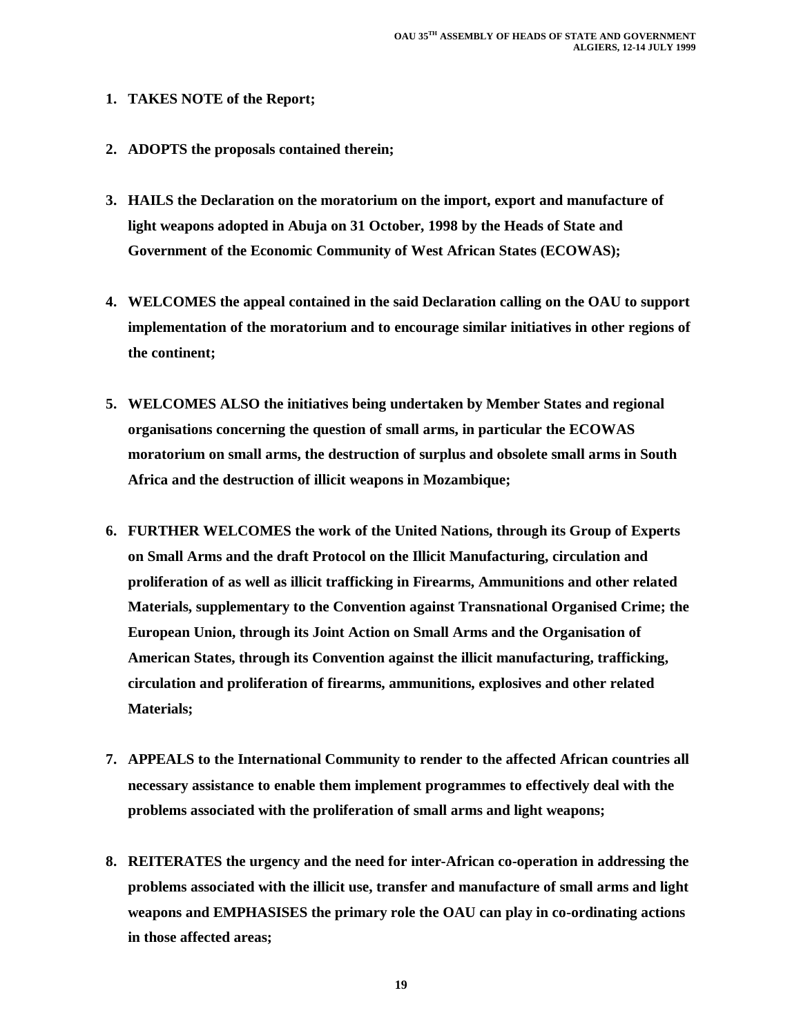1. **TAKES NOTE of the Report;**

2. **ADOPTS the proposals contained therein;**

3. **HAILS the Declaration on the moratorium on the import, export and manufacture of light weapons adopted in Abuja on 31 October, 1998 by the Heads of State and Government of the Economic Community of West African States (ECOWAS);**

4. **WELCOMES the appeal contained in the said Declaration calling on the OAU to support implementation of the moratorium and to encourage similar initiatives in other regions of the continent;**

5. **WELCOMES ALSO the initiatives being undertaken by Member States and regional organisations concerning the question of small arms, in particular the ECOWAS moratorium on small arms, the destruction of surplus and obsolete small arms in South Africa and the destruction of illicit weapons in Mozambique;**

6. **FURTHER WELCOMES the work of the United Nations, through its Group of Experts on Small Arms and the draft Protocol on the Illicit Manufacturing, circulation and proliferation of as well as illicit trafficking in Firearms, Ammunitions and other related Materials, supplementary to the Convention against Transnational Organised Crime; the European Union, through its Joint Action on Small Arms and the Organisation of American States, through its Convention against the illicit manufacturing, trafficking, circulation and proliferation of firearms, ammunitions, explosives and other related Materials;**

7. **APPEALS to the International Community to render to the affected African countries all necessary assistance to enable them implement programmes to effectively deal with the problems associated with the proliferation of small arms and light weapons;**

8. **REITERATES the urgency and the need for inter-African co-operation in addressing the problems associated with the illicit use, transfer and manufacture of small arms and light weapons and EMPHASISES the primary role the OAU can play in co-ordinating actions in those affected areas;**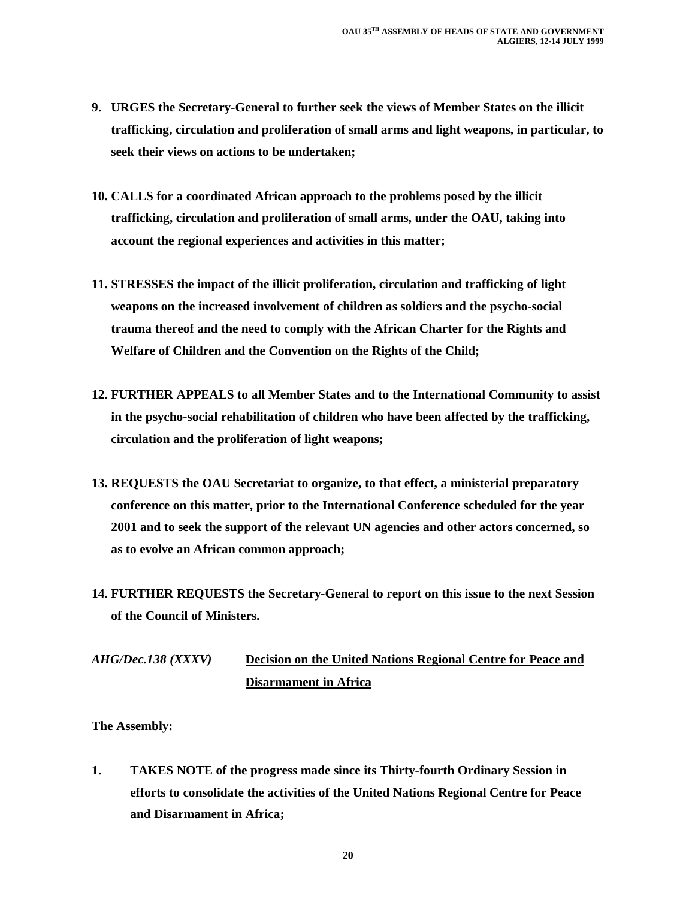9. **URGES the Secretary-General to further seek the views of Member States on the illicit trafficking, circulation and proliferation of small arms and light weapons, in particular, to seek their views on actions to be undertaken;**

10. **CALLS for a coordinated African approach to the problems posed by the illicit trafficking, circulation and proliferation of small arms, under the OAU, taking into account the regional experiences and activities in this matter;**

11. **STRESSES the impact of the illicit proliferation, circulation and trafficking of light weapons on the increased involvement of children as soldiers and the psycho-social trauma thereof and the need to comply with the African Charter for the Rights and Welfare of Children and the Convention on the Rights of the Child;**

12. **FURTHER APPEALS to all Member States and to the International Community to assist in the psycho-social rehabilitation of children who have been affected by the trafficking, circulation and the proliferation of light weapons;**

13. **REQUESTS the OAU Secretariat to organize, to that effect, a ministerial preparatory conference on this matter, prior to the International Conference scheduled for the year 2001 and to seek the support of the relevant UN agencies and other actors concerned, so as to evolve an African common approach;**

14. **FURTHER REQUESTS the Secretary-General to report on this issue to the next Session of the Council of Ministers.**

***AHG/Dec.138 (XXXV)*** **<u>Decision on the United Nations Regional Centre for Peace and Disarmament in Africa</u>**

**The Assembly:**

1. **TAKES NOTE of the progress made since its Thirty-fourth Ordinary Session in efforts to consolidate the activities of the United Nations Regional Centre for Peace and Disarmament in Africa;**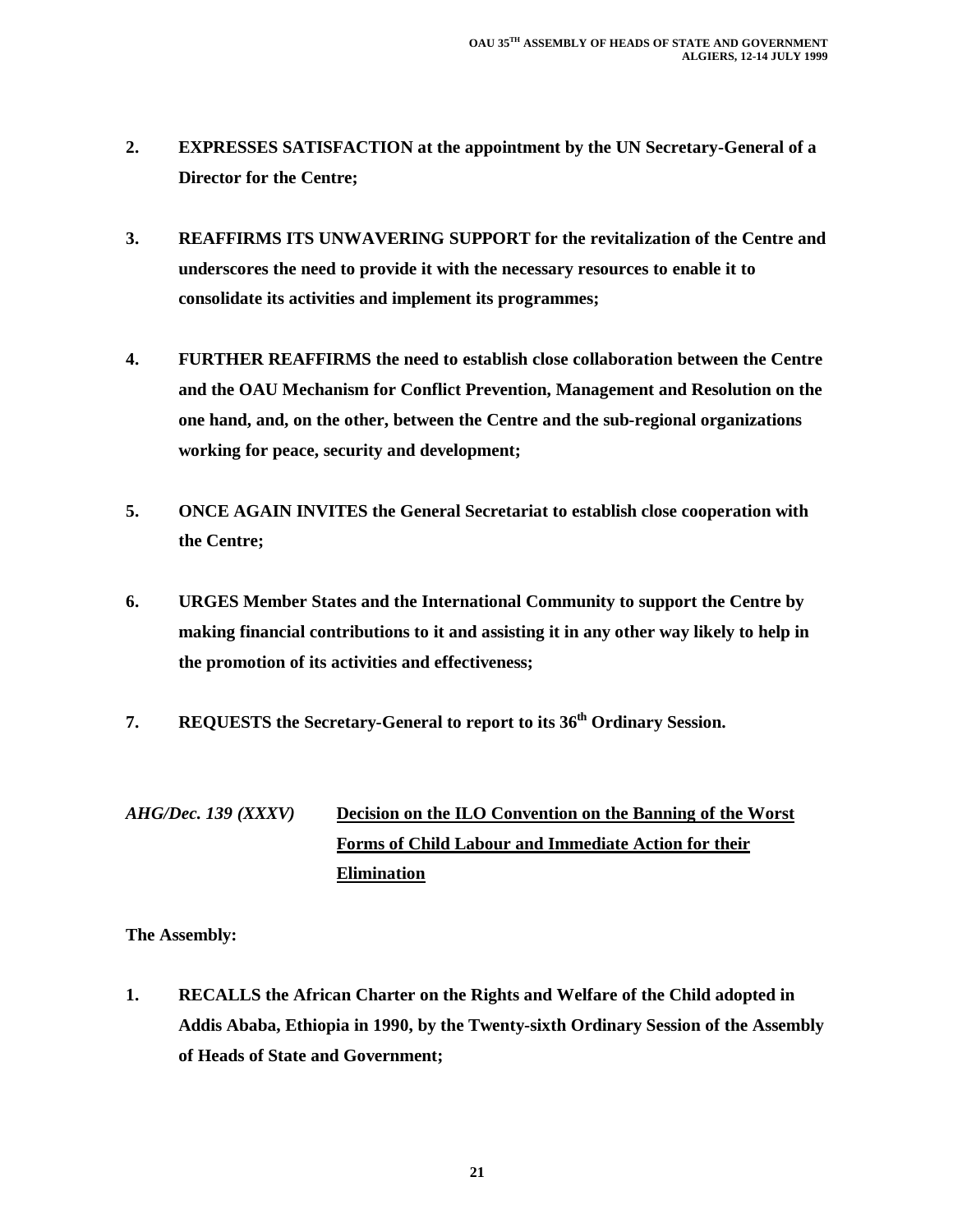2. **EXPRESSES SATISFACTION at the appointment by the UN Secretary-General of a Director for the Centre;**

3. **REAFFIRMS ITS UNWAVERING SUPPORT for the revitalization of the Centre and underscores the need to provide it with the necessary resources to enable it to consolidate its activities and implement its programmes;**

4. **FURTHER REAFFIRMS the need to establish close collaboration between the Centre and the OAU Mechanism for Conflict Prevention, Management and Resolution on the one hand, and, on the other, between the Centre and the sub-regional organizations working for peace, security and development;**

5. **ONCE AGAIN INVITES the General Secretariat to establish close cooperation with the Centre;**

6. **URGES Member States and the International Community to support the Centre by making financial contributions to it and assisting it in any other way likely to help in the promotion of its activities and effectiveness;**

7. **REQUESTS the Secretary-General to report to its 36th Ordinary Session.**

***AHG/Dec. 139 (XXXV)*** **Decision on the ILO Convention on the Banning of the Worst Forms of Child Labour and Immediate Action for their Elimination**

**The Assembly:**

1. **RECALLS the African Charter on the Rights and Welfare of the Child adopted in Addis Ababa, Ethiopia in 1990, by the Twenty-sixth Ordinary Session of the Assembly of Heads of State and Government;**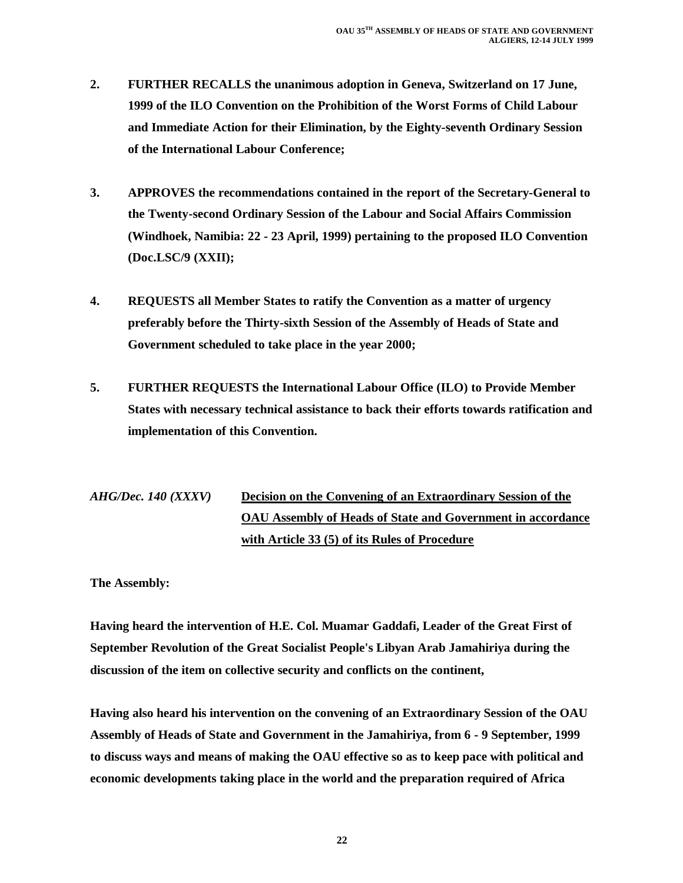**2. FURTHER RECALLS the unanimous adoption in Geneva, Switzerland on 17 June, 1999 of the ILO Convention on the Prohibition of the Worst Forms of Child Labour and Immediate Action for their Elimination, by the Eighty-seventh Ordinary Session of the International Labour Conference;**

**3. APPROVES the recommendations contained in the report of the Secretary-General to the Twenty-second Ordinary Session of the Labour and Social Affairs Commission (Windhoek, Namibia: 22 - 23 April, 1999) pertaining to the proposed ILO Convention (Doc.LSC/9 (XXII);**

**4. REQUESTS all Member States to ratify the Convention as a matter of urgency preferably before the Thirty-sixth Session of the Assembly of Heads of State and Government scheduled to take place in the year 2000;**

**5. FURTHER REQUESTS the International Labour Office (ILO) to Provide Member States with necessary technical assistance to back their efforts towards ratification and implementation of this Convention.**

***AHG/Dec. 140 (XXXV)*** **<u>Decision on the Convening of an Extraordinary Session of the OAU Assembly of Heads of State and Government in accordance with Article 33 (5) of its Rules of Procedure</u>**

**The Assembly:**

**Having heard the intervention of H.E. Col. Muamar Gaddafi, Leader of the Great First of September Revolution of the Great Socialist People's Libyan Arab Jamahiriya during the discussion of the item on collective security and conflicts on the continent,**

**Having also heard his intervention on the convening of an Extraordinary Session of the OAU Assembly of Heads of State and Government in the Jamahiriya, from 6 - 9 September, 1999 to discuss ways and means of making the OAU effective so as to keep pace with political and economic developments taking place in the world and the preparation required of Africa**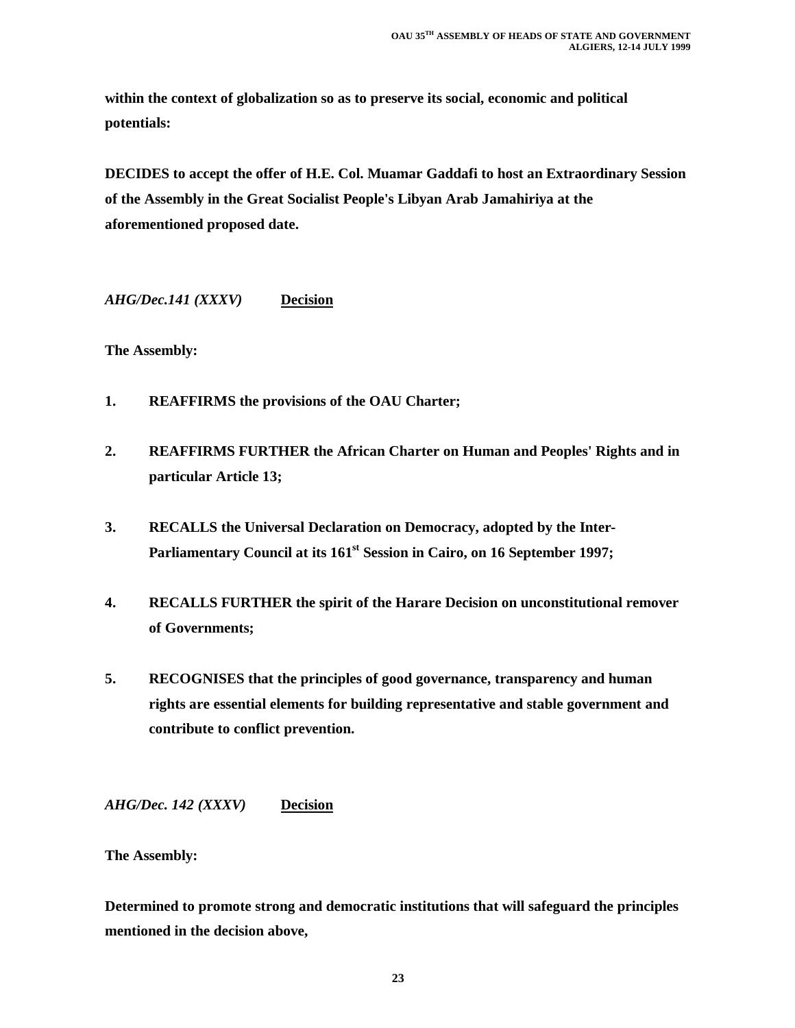**within the context of globalization so as to preserve its social, economic and political potentials:**

**DECIDES to accept the offer of H.E. Col. Muamar Gaddafi to host an Extraordinary Session of the Assembly in the Great Socialist People's Libyan Arab Jamahiriya at the aforementioned proposed date.**

***AHG/Dec.141 (XXXV)*** **Decision**

**The Assembly:**

1. **REAFFIRMS the provisions of the OAU Charter;**

2. **REAFFIRMS FURTHER the African Charter on Human and Peoples' Rights and in particular Article 13;**

3. **RECALLS the Universal Declaration on Democracy, adopted by the Inter-Parliamentary Council at its 161st Session in Cairo, on 16 September 1997;**

4. **RECALLS FURTHER the spirit of the Harare Decision on unconstitutional remover of Governments;**

5. **RECOGNISES that the principles of good governance, transparency and human rights are essential elements for building representative and stable government and contribute to conflict prevention.**

***AHG/Dec. 142 (XXXV)*** **Decision**

**The Assembly:**

**Determined to promote strong and democratic institutions that will safeguard the principles mentioned in the decision above,**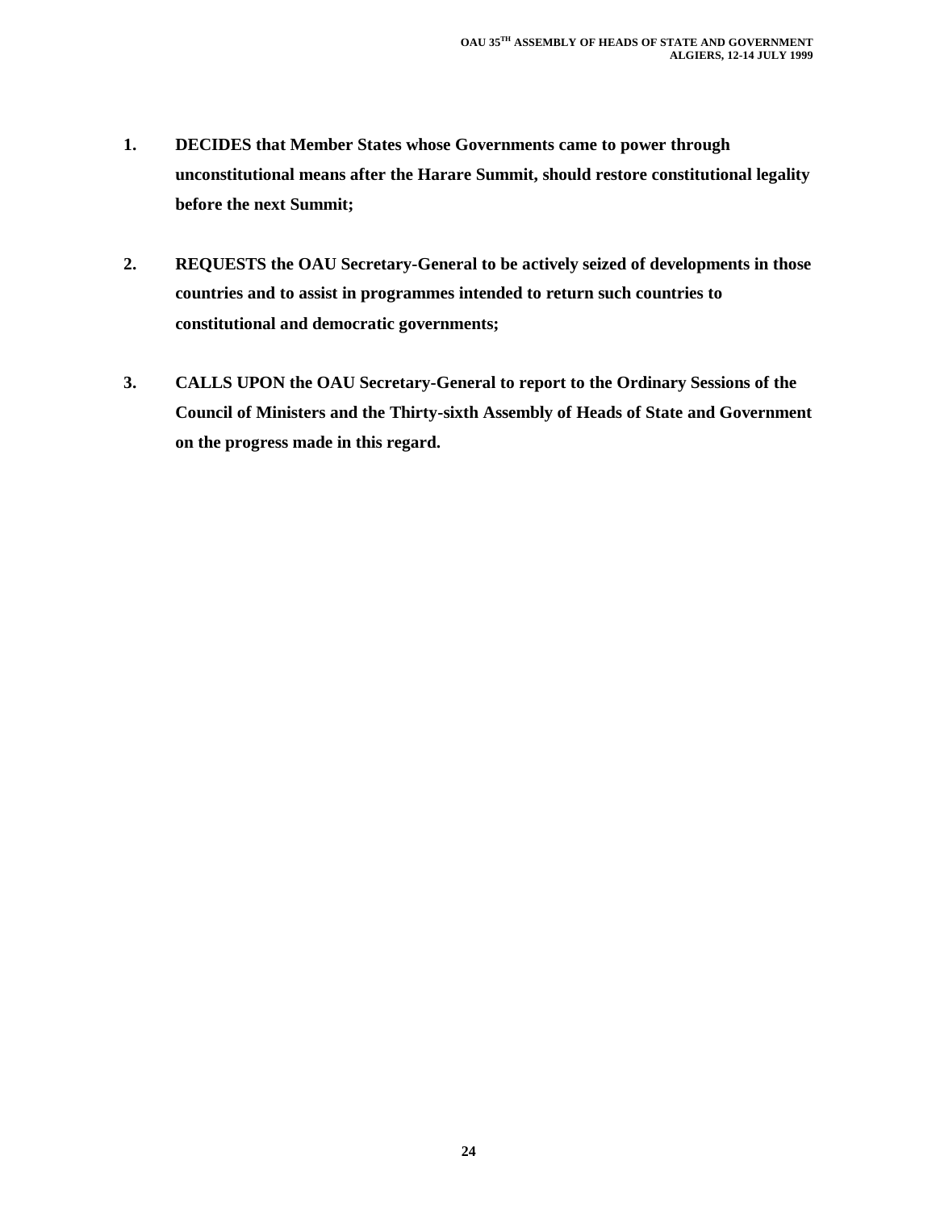1. **DECIDES that Member States whose Governments came to power through unconstitutional means after the Harare Summit, should restore constitutional legality before the next Summit;**

2. **REQUESTS the OAU Secretary-General to be actively seized of developments in those countries and to assist in programmes intended to return such countries to constitutional and democratic governments;**

3. **CALLS UPON the OAU Secretary-General to report to the Ordinary Sessions of the Council of Ministers and the Thirty-sixth Assembly of Heads of State and Government on the progress made in this regard.**